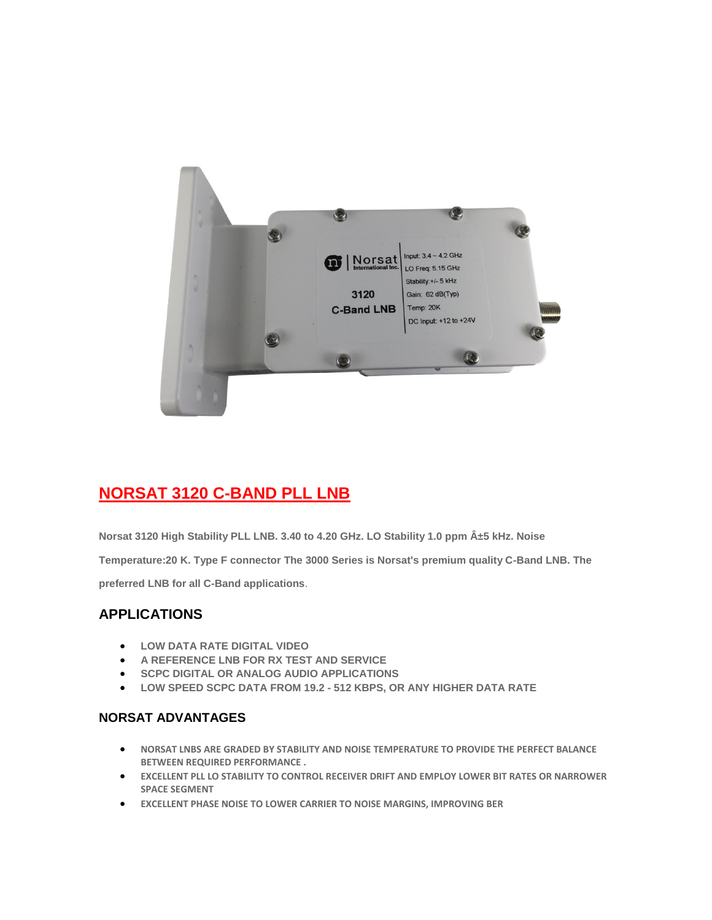# NORSAT 3120 C-BAND PLL LNB

**Norsat 3120 High Stability PLL LNB. 3.40 to 4.20 GHz. LO Stability 1.0 ppm Â±5 kHz. Noise Temperature:20 K. Type F connector The 3000 Series is Norsat's premium quality C-Band LNB. The preferred LNB for all C-Band applications**.

## APPLICATIONS

- **LOW DATA RATE DIGITAL VIDEO**
- **A REFERENCE LNB FOR RX TEST AND SERVICE**
- **SCPC DIGITAL OR ANALOG AUDIO APPLICATIONS**
- **LOW SPEED SCPC DATA FROM 19.2 - 512 KBPS, OR ANY HIGHER DATA RATE**

### NORSAT ADVANTAGES

- **NORSAT LNBS ARE GRADED BY STABILITY AND NOISE TEMPERATURE TO PROVIDE THE PERFECT BALANCE BETWEEN REQUIRED PERFORMANCE .**
- **EXCELLENT PLL LO STABILITY TO CONTROL RECEIVER DRIFT AND EMPLOY LOWER BIT RATES OR NARROWER SPACE SEGMENT**
- **EXCELLENT PHASE NOISE TO LOWER CARRIER TO NOISE MARGINS, IMPROVING BER**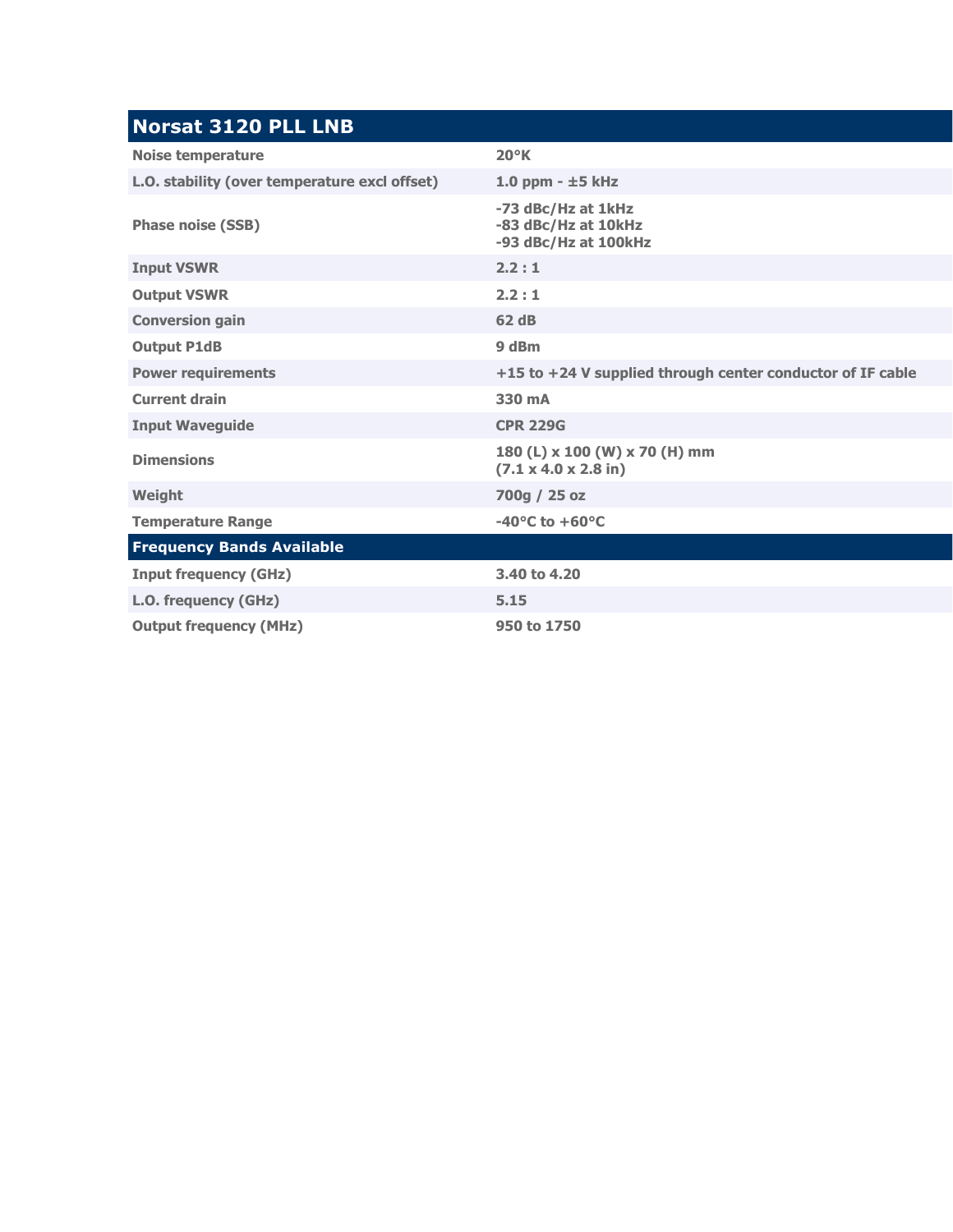| Norsat 3120 PLL LNB | |
|---|---|
| **Noise temperature** | **20°K** |
| **L.O. stability (over temperature excl offset)** | **1.0 ppm - ±5 kHz** |
| **Phase noise (SSB)** | **-73 dBc/Hz at 1kHz<br>-83 dBc/Hz at 10kHz<br>-93 dBc/Hz at 100kHz** |
| **Input VSWR** | **2.2 : 1** |
| **Output VSWR** | **2.2 : 1** |
| **Conversion gain** | **62 dB** |
| **Output P1dB** | **9 dBm** |
| **Power requirements** | **+15 to +24 V supplied through center conductor of IF cable** |
| **Current drain** | **330 mA** |
| **Input Waveguide** | **CPR 229G** |
| **Dimensions** | **180 (L) x 100 (W) x 70 (H) mm<br>(7.1 x 4.0 x 2.8 in)** |
| **Weight** | **700g / 25 oz** |
| **Temperature Range** | **-40°C to +60°C** |
| **Frequency Bands Available** | |
| **Input frequency (GHz)** | **3.40 to 4.20** |
| **L.O. frequency (GHz)** | **5.15** |
| **Output frequency (MHz)** | **950 to 1750** |